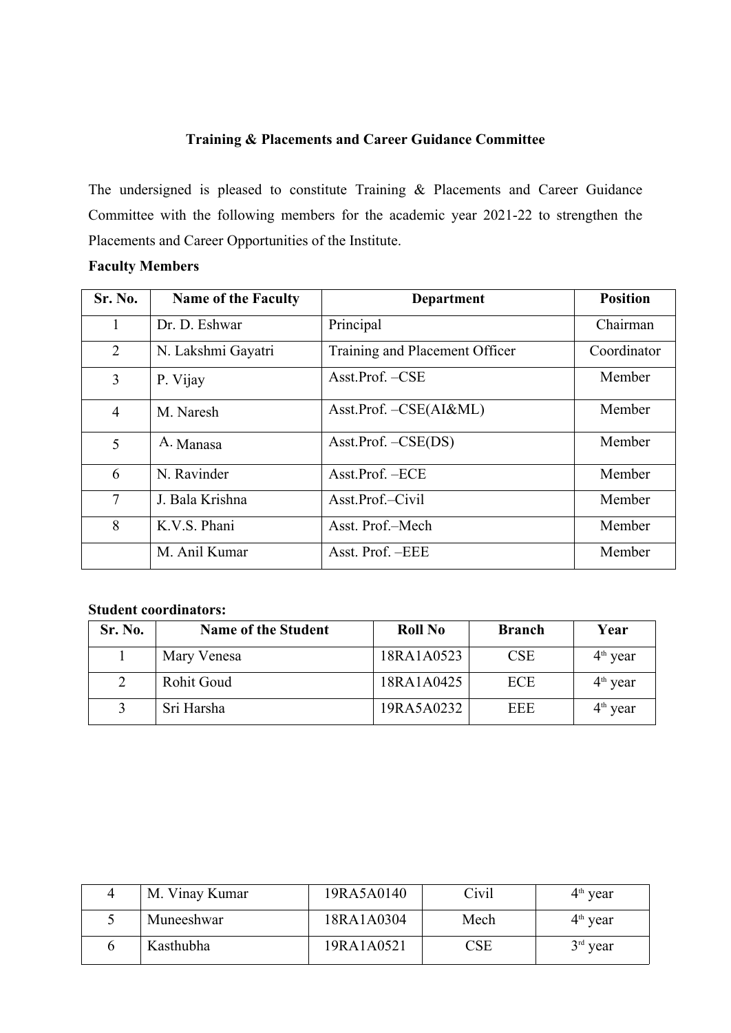## Training & Placements and Career Guidance Committee

The undersigned is pleased to constitute Training & Placements and Career Guidance Committee with the following members for the academic year 2021-22 to strengthen the Placements and Career Opportunities of the Institute.

**Faculty Members**

| Sr. No. | Name of the Faculty | Department | Position |
|---|---|---|---|
| 1 | Dr. D. Eshwar | Principal | Chairman |
| 2 | N. Lakshmi Gayatri | Training and Placement Officer | Coordinator |
| 3 | P. Vijay | Asst.Prof. –CSE | Member |
| 4 | M. Naresh | Asst.Prof. –CSE(AI&ML) | Member |
| 5 | A. Manasa | Asst.Prof. –CSE(DS) | Member |
| 6 | N. Ravinder | Asst.Prof. –ECE | Member |
| 7 | J. Bala Krishna | Asst.Prof.–Civil | Member |
| 8 | K.V.S. Phani | Asst. Prof.–Mech | Member |
| | M. Anil Kumar | Asst. Prof. –EEE | Member |

**Student coordinators:**

| Sr. No. | Name of the Student | Roll No | Branch | Year |
|---|---|---|---|---|
| 1 | Mary Venesa | 18RA1A0523 | CSE | 4th year |
| 2 | Rohit Goud | 18RA1A0425 | ECE | 4th year |
| 3 | Sri Harsha | 19RA5A0232 | EEE | 4th year |
| 4 | M. Vinay Kumar | 19RA5A0140 | Civil | 4th year |
| 5 | Muneeshwar | 18RA1A0304 | Mech | 4th year |
| 6 | Kasthubha | 19RA1A0521 | CSE | 3rd year |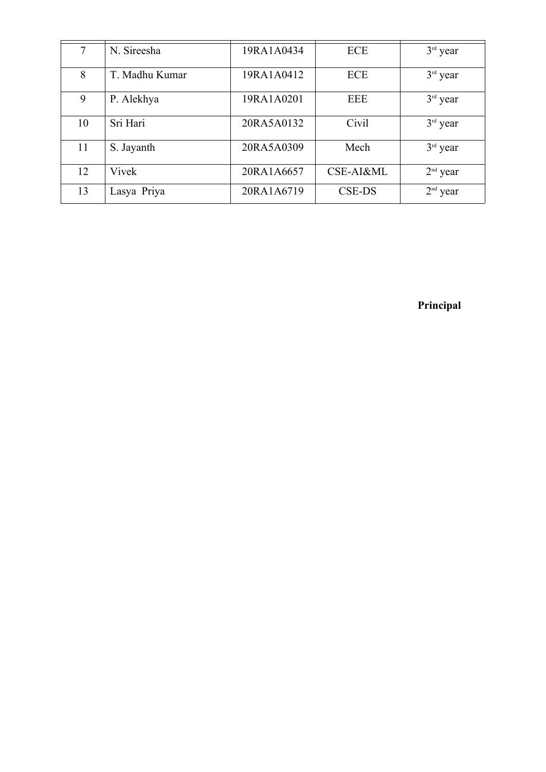| | | | | |
|---|---|---|---|---|
| 7 | N. Sireesha | 19RA1A0434 | ECE | 3rd year |
| 8 | T. Madhu Kumar | 19RA1A0412 | ECE | 3rd year |
| 9 | P. Alekhya | 19RA1A0201 | EEE | 3rd year |
| 10 | Sri Hari | 20RA5A0132 | Civil | 3rd year |
| 11 | S. Jayanth | 20RA5A0309 | Mech | 3rd year |
| 12 | Vivek | 20RA1A6657 | CSE-AI&ML | 2nd year |
| 13 | Lasya Priya | 20RA1A6719 | CSE-DS | 2nd year |

**Principal**